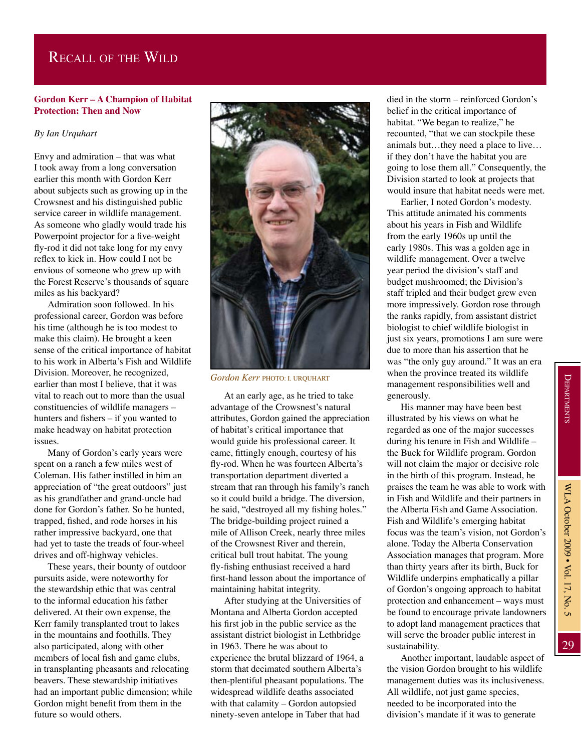# Recall of the Wild

## Gordon Kerr – A Champion of Habitat Protection: Then and Now

*By Ian Urquhart*

Envy and admiration – that was what I took away from a long conversation earlier this month with Gordon Kerr about subjects such as growing up in the Crowsnest and his distinguished public service career in wildlife management. As someone who gladly would trade his Powerpoint projector for a five-weight fly-rod it did not take long for my envy reflex to kick in. How could I not be envious of someone who grew up with the Forest Reserve's thousands of square miles as his backyard?

Admiration soon followed. In his professional career, Gordon was before his time (although he is too modest to make this claim). He brought a keen sense of the critical importance of habitat to his work in Alberta's Fish and Wildlife Division. Moreover, he recognized, earlier than most I believe, that it was vital to reach out to more than the usual constituencies of wildlife managers – hunters and fishers – if you wanted to make headway on habitat protection issues.

Many of Gordon's early years were spent on a ranch a few miles west of Coleman. His father instilled in him an appreciation of "the great outdoors" just as his grandfather and grand-uncle had done for Gordon's father. So he hunted, trapped, fished, and rode horses in his rather impressive backyard, one that had yet to taste the treads of four-wheel drives and off-highway vehicles.

These years, their bounty of outdoor pursuits aside, were noteworthy for the stewardship ethic that was central to the informal education his father delivered. At their own expense, the Kerr family transplanted trout to lakes in the mountains and foothills. They also participated, along with other members of local fish and game clubs, in transplanting pheasants and relocating beavers. These stewardship initiatives had an important public dimension; while Gordon might benefit from them in the future so would others.

*Gordon Kerr* PHOTO: I. URQUHART

At an early age, as he tried to take advantage of the Crowsnest's natural attributes, Gordon gained the appreciation of habitat's critical importance that would guide his professional career. It came, fittingly enough, courtesy of his fly-rod. When he was fourteen Alberta's transportation department diverted a stream that ran through his family's ranch so it could build a bridge. The diversion, he said, "destroyed all my fishing holes." The bridge-building project ruined a mile of Allison Creek, nearly three miles of the Crowsnest River and therein, critical bull trout habitat. The young fly-fishing enthusiast received a hard first-hand lesson about the importance of maintaining habitat integrity.

After studying at the Universities of Montana and Alberta Gordon accepted his first job in the public service as the assistant district biologist in Lethbridge in 1963. There he was about to experience the brutal blizzard of 1964, a storm that decimated southern Alberta's then-plentiful pheasant populations. The widespread wildlife deaths associated with that calamity – Gordon autopsied ninety-seven antelope in Taber that had died in the storm – reinforced Gordon's belief in the critical importance of habitat. "We began to realize," he recounted, "that we can stockpile these animals but…they need a place to live… if they don't have the habitat you are going to lose them all." Consequently, the Division started to look at projects that would insure that habitat needs were met.

Earlier, I noted Gordon's modesty. This attitude animated his comments about his years in Fish and Wildlife from the early 1960s up until the early 1980s. This was a golden age in wildlife management. Over a twelve year period the division's staff and budget mushroomed; the Division's staff tripled and their budget grew even more impressively. Gordon rose through the ranks rapidly, from assistant district biologist to chief wildlife biologist in just six years, promotions I am sure were due to more than his assertion that he was "the only guy around." It was an era when the province treated its wildlife management responsibilities well and generously.

His manner may have been best illustrated by his views on what he regarded as one of the major successes during his tenure in Fish and Wildlife – the Buck for Wildlife program. Gordon will not claim the major or decisive role in the birth of this program. Instead, he praises the team he was able to work with in Fish and Wildlife and their partners in the Alberta Fish and Game Association. Fish and Wildlife's emerging habitat focus was the team's vision, not Gordon's alone. Today the Alberta Conservation Association manages that program. More than thirty years after its birth, Buck for Wildlife underpins emphatically a pillar of Gordon's ongoing approach to habitat protection and enhancement – ways must be found to encourage private landowners to adopt land management practices that will serve the broader public interest in sustainability.

Another important, laudable aspect of the vision Gordon brought to his wildlife management duties was its inclusiveness. All wildlife, not just game species, needed to be incorporated into the division's mandate if it was to generate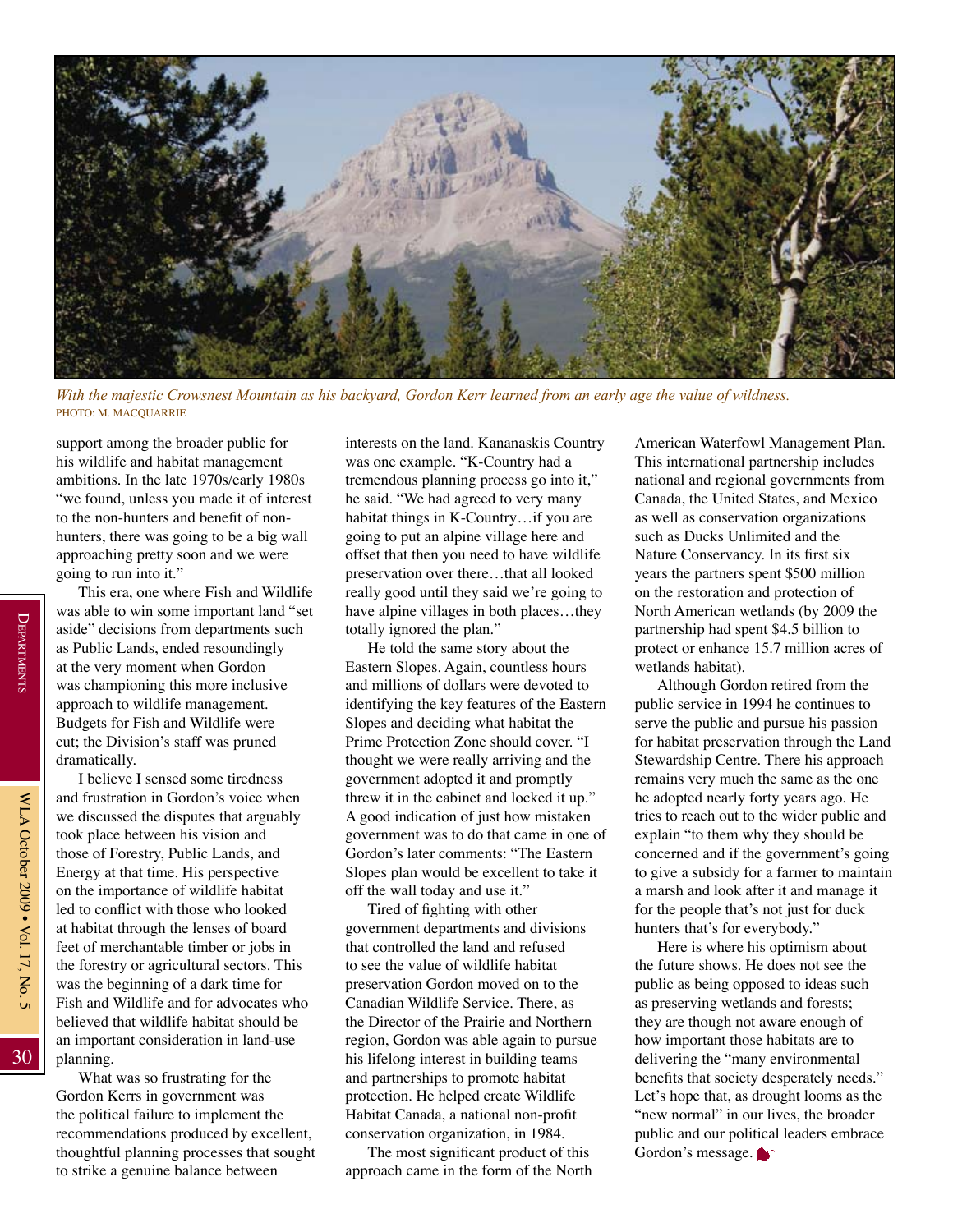*With the majestic Crowsnest Mountain as his backyard, Gordon Kerr learned from an early age the value of wildness.*
PHOTO: M. MACQUARRIE

support among the broader public for his wildlife and habitat management ambitions. In the late 1970s/early 1980s "we found, unless you made it of interest to the non-hunters and benefit of non-hunters, there was going to be a big wall approaching pretty soon and we were going to run into it."

This era, one where Fish and Wildlife was able to win some important land "set aside" decisions from departments such as Public Lands, ended resoundingly at the very moment when Gordon was championing this more inclusive approach to wildlife management. Budgets for Fish and Wildlife were cut; the Division's staff was pruned dramatically.

I believe I sensed some tiredness and frustration in Gordon's voice when we discussed the disputes that arguably took place between his vision and those of Forestry, Public Lands, and Energy at that time. His perspective on the importance of wildlife habitat led to conflict with those who looked at habitat through the lenses of board feet of merchantable timber or jobs in the forestry or agricultural sectors. This was the beginning of a dark time for Fish and Wildlife and for advocates who believed that wildlife habitat should be an important consideration in land-use planning.

What was so frustrating for the Gordon Kerrs in government was the political failure to implement the recommendations produced by excellent, thoughtful planning processes that sought to strike a genuine balance between interests on the land. Kananaskis Country was one example. "K-Country had a tremendous planning process go into it," he said. "We had agreed to very many habitat things in K-Country…if you are going to put an alpine village here and offset that then you need to have wildlife preservation over there…that all looked really good until they said we're going to have alpine villages in both places…they totally ignored the plan."

He told the same story about the Eastern Slopes. Again, countless hours and millions of dollars were devoted to identifying the key features of the Eastern Slopes and deciding what habitat the Prime Protection Zone should cover. "I thought we were really arriving and the government adopted it and promptly threw it in the cabinet and locked it up." A good indication of just how mistaken government was to do that came in one of Gordon's later comments: "The Eastern Slopes plan would be excellent to take it off the wall today and use it."

Tired of fighting with other government departments and divisions that controlled the land and refused to see the value of wildlife habitat preservation Gordon moved on to the Canadian Wildlife Service. There, as the Director of the Prairie and Northern region, Gordon was able again to pursue his lifelong interest in building teams and partnerships to promote habitat protection. He helped create Wildlife Habitat Canada, a national non-profit conservation organization, in 1984.

The most significant product of this approach came in the form of the North American Waterfowl Management Plan. This international partnership includes national and regional governments from Canada, the United States, and Mexico as well as conservation organizations such as Ducks Unlimited and the Nature Conservancy. In its first six years the partners spent $500 million on the restoration and protection of North American wetlands (by 2009 the partnership had spent $4.5 billion to protect or enhance 15.7 million acres of wetlands habitat).

Although Gordon retired from the public service in 1994 he continues to serve the public and pursue his passion for habitat preservation through the Land Stewardship Centre. There his approach remains very much the same as the one he adopted nearly forty years ago. He tries to reach out to the wider public and explain "to them why they should be concerned and if the government's going to give a subsidy for a farmer to maintain a marsh and look after it and manage it for the people that's not just for duck hunters that's for everybody."

Here is where his optimism about the future shows. He does not see the public as being opposed to ideas such as preserving wetlands and forests; they are though not aware enough of how important those habitats are to delivering the "many environmental benefits that society desperately needs." Let's hope that, as drought looms as the "new normal" in our lives, the broader public and our political leaders embrace Gordon's message.